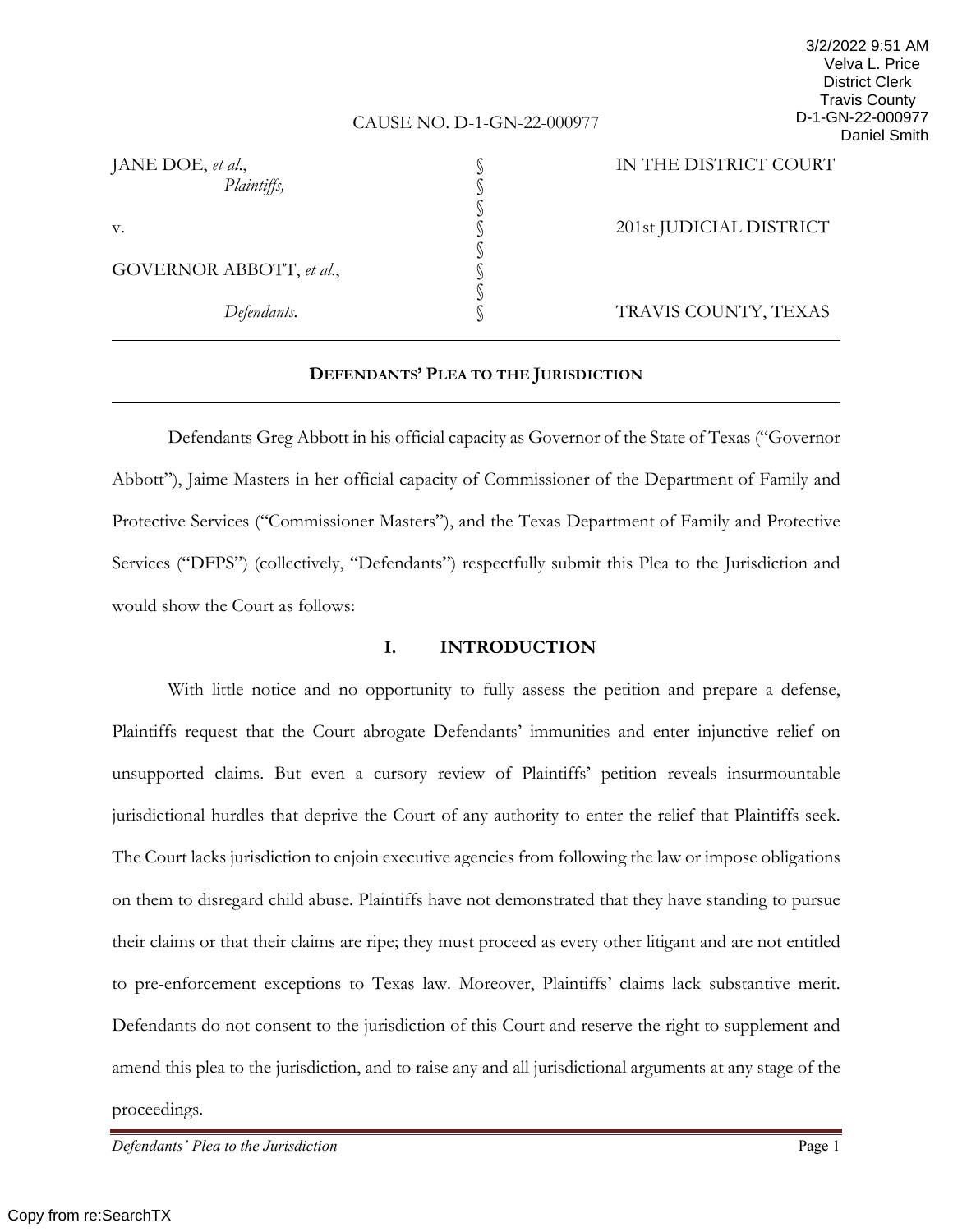3/2/2022 9:51 AM
Velva L. Price
District Clerk
Travis County
D-1-GN-22-000977
Daniel Smith

CAUSE NO. D-1-GN-22-000977

| | | |
|---|---|---|
| JANE DOE, *et al.*, *Plaintiffs,* | § | IN THE DISTRICT COURT |
| | § | |
| v. | § | 201st JUDICIAL DISTRICT |
| | § | |
| GOVERNOR ABBOTT, *et al.*, | § | |
| *Defendants.* | § | TRAVIS COUNTY, TEXAS |

## DEFENDANTS' PLEA TO THE JURISDICTION

Defendants Greg Abbott in his official capacity as Governor of the State of Texas ("Governor Abbott"), Jaime Masters in her official capacity of Commissioner of the Department of Family and Protective Services ("Commissioner Masters"), and the Texas Department of Family and Protective Services ("DFPS") (collectively, "Defendants") respectfully submit this Plea to the Jurisdiction and would show the Court as follows:

## I. INTRODUCTION

With little notice and no opportunity to fully assess the petition and prepare a defense, Plaintiffs request that the Court abrogate Defendants' immunities and enter injunctive relief on unsupported claims. But even a cursory review of Plaintiffs' petition reveals insurmountable jurisdictional hurdles that deprive the Court of any authority to enter the relief that Plaintiffs seek. The Court lacks jurisdiction to enjoin executive agencies from following the law or impose obligations on them to disregard child abuse. Plaintiffs have not demonstrated that they have standing to pursue their claims or that their claims are ripe; they must proceed as every other litigant and are not entitled to pre-enforcement exceptions to Texas law. Moreover, Plaintiffs' claims lack substantive merit. Defendants do not consent to the jurisdiction of this Court and reserve the right to supplement and amend this plea to the jurisdiction, and to raise any and all jurisdictional arguments at any stage of the proceedings.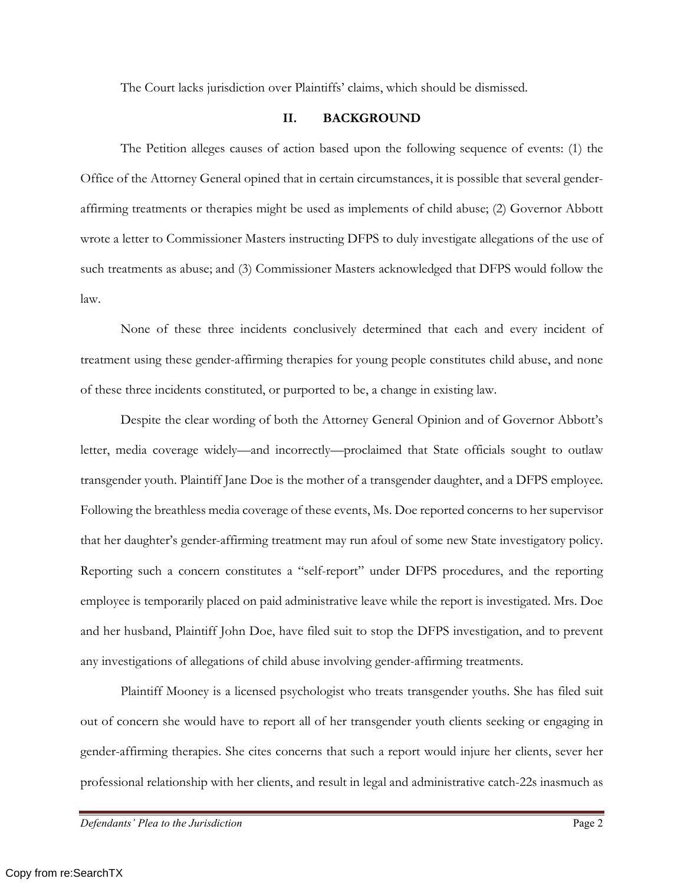The Court lacks jurisdiction over Plaintiffs' claims, which should be dismissed.

## II. BACKGROUND

The Petition alleges causes of action based upon the following sequence of events: (1) the Office of the Attorney General opined that in certain circumstances, it is possible that several gender-affirming treatments or therapies might be used as implements of child abuse; (2) Governor Abbott wrote a letter to Commissioner Masters instructing DFPS to duly investigate allegations of the use of such treatments as abuse; and (3) Commissioner Masters acknowledged that DFPS would follow the law.

None of these three incidents conclusively determined that each and every incident of treatment using these gender-affirming therapies for young people constitutes child abuse, and none of these three incidents constituted, or purported to be, a change in existing law.

Despite the clear wording of both the Attorney General Opinion and of Governor Abbott's letter, media coverage widely—and incorrectly—proclaimed that State officials sought to outlaw transgender youth. Plaintiff Jane Doe is the mother of a transgender daughter, and a DFPS employee. Following the breathless media coverage of these events, Ms. Doe reported concerns to her supervisor that her daughter's gender-affirming treatment may run afoul of some new State investigatory policy. Reporting such a concern constitutes a "self-report" under DFPS procedures, and the reporting employee is temporarily placed on paid administrative leave while the report is investigated. Mrs. Doe and her husband, Plaintiff John Doe, have filed suit to stop the DFPS investigation, and to prevent any investigations of allegations of child abuse involving gender-affirming treatments.

Plaintiff Mooney is a licensed psychologist who treats transgender youths. She has filed suit out of concern she would have to report all of her transgender youth clients seeking or engaging in gender-affirming therapies. She cites concerns that such a report would injure her clients, sever her professional relationship with her clients, and result in legal and administrative catch-22s inasmuch as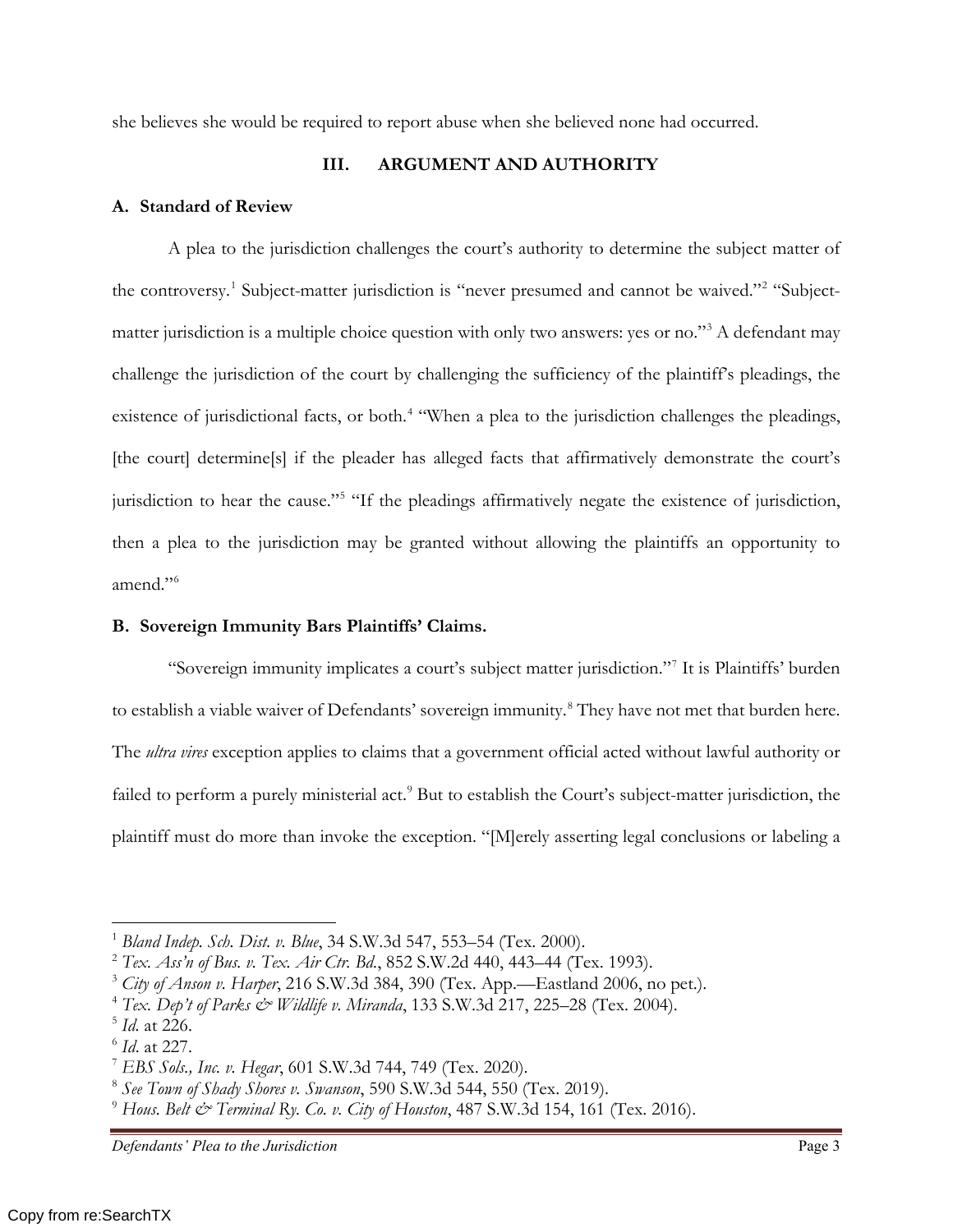she believes she would be required to report abuse when she believed none had occurred.

## III. ARGUMENT AND AUTHORITY

### A. Standard of Review

A plea to the jurisdiction challenges the court's authority to determine the subject matter of the controversy.[1] Subject-matter jurisdiction is "never presumed and cannot be waived."[2] "Subject-matter jurisdiction is a multiple choice question with only two answers: yes or no."[3] A defendant may challenge the jurisdiction of the court by challenging the sufficiency of the plaintiff's pleadings, the existence of jurisdictional facts, or both.[4] "When a plea to the jurisdiction challenges the pleadings, [the court] determine[s] if the pleader has alleged facts that affirmatively demonstrate the court's jurisdiction to hear the cause."[5] "If the pleadings affirmatively negate the existence of jurisdiction, then a plea to the jurisdiction may be granted without allowing the plaintiffs an opportunity to amend."[6]

### B. Sovereign Immunity Bars Plaintiffs' Claims.

"Sovereign immunity implicates a court's subject matter jurisdiction."[7] It is Plaintiffs' burden to establish a viable waiver of Defendants' sovereign immunity.[8] They have not met that burden here. The *ultra vires* exception applies to claims that a government official acted without lawful authority or failed to perform a purely ministerial act.[9] But to establish the Court's subject-matter jurisdiction, the plaintiff must do more than invoke the exception. "[M]erely asserting legal conclusions or labeling a

---

[1] *Bland Indep. Sch. Dist. v. Blue*, 34 S.W.3d 547, 553–54 (Tex. 2000).

[2] *Tex. Ass'n of Bus. v. Tex. Air Ctr. Bd.*, 852 S.W.2d 440, 443–44 (Tex. 1993).

[3] *City of Anson v. Harper*, 216 S.W.3d 384, 390 (Tex. App.—Eastland 2006, no pet.).

[4] *Tex. Dep't of Parks & Wildlife v. Miranda*, 133 S.W.3d 217, 225–28 (Tex. 2004).

[5] *Id.* at 226.

[6] *Id.* at 227.

[7] *EBS Sols., Inc. v. Hegar*, 601 S.W.3d 744, 749 (Tex. 2020).

[8] *See Town of Shady Shores v. Swanson*, 590 S.W.3d 544, 550 (Tex. 2019).

[9] *Hous. Belt & Terminal Ry. Co. v. City of Houston*, 487 S.W.3d 154, 161 (Tex. 2016).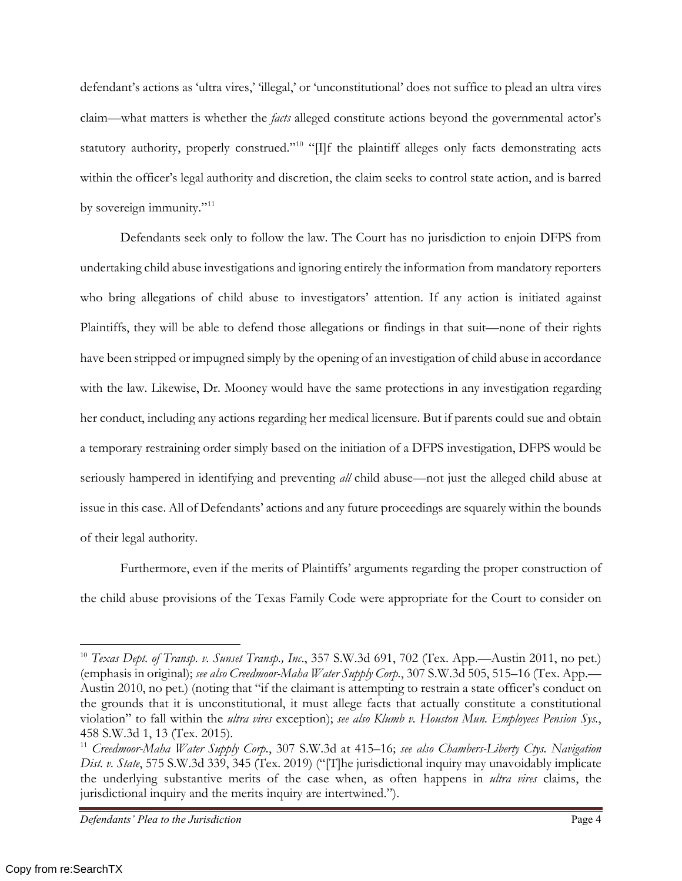defendant's actions as 'ultra vires,' 'illegal,' or 'unconstitutional' does not suffice to plead an ultra vires claim—what matters is whether the *facts* alleged constitute actions beyond the governmental actor's statutory authority, properly construed."[10] "[I]f the plaintiff alleges only facts demonstrating acts within the officer's legal authority and discretion, the claim seeks to control state action, and is barred by sovereign immunity."[11]

Defendants seek only to follow the law. The Court has no jurisdiction to enjoin DFPS from undertaking child abuse investigations and ignoring entirely the information from mandatory reporters who bring allegations of child abuse to investigators' attention. If any action is initiated against Plaintiffs, they will be able to defend those allegations or findings in that suit—none of their rights have been stripped or impugned simply by the opening of an investigation of child abuse in accordance with the law. Likewise, Dr. Mooney would have the same protections in any investigation regarding her conduct, including any actions regarding her medical licensure. But if parents could sue and obtain a temporary restraining order simply based on the initiation of a DFPS investigation, DFPS would be seriously hampered in identifying and preventing *all* child abuse—not just the alleged child abuse at issue in this case. All of Defendants' actions and any future proceedings are squarely within the bounds of their legal authority.

Furthermore, even if the merits of Plaintiffs' arguments regarding the proper construction of the child abuse provisions of the Texas Family Code were appropriate for the Court to consider on

---

[10] *Texas Dept. of Transp. v. Sunset Transp., Inc.*, 357 S.W.3d 691, 702 (Tex. App.—Austin 2011, no pet.) (emphasis in original); *see also Creedmoor-Maha Water Supply Corp.*, 307 S.W.3d 505, 515–16 (Tex. App.—Austin 2010, no pet.) (noting that "if the claimant is attempting to restrain a state officer's conduct on the grounds that it is unconstitutional, it must allege facts that actually constitute a constitutional violation" to fall within the *ultra vires* exception); *see also Klumb v. Houston Mun. Employees Pension Sys.*, 458 S.W.3d 1, 13 (Tex. 2015).

[11] *Creedmoor-Maha Water Supply Corp.*, 307 S.W.3d at 415–16; *see also Chambers-Liberty Ctys. Navigation Dist. v. State*, 575 S.W.3d 339, 345 (Tex. 2019) ("[T]he jurisdictional inquiry may unavoidably implicate the underlying substantive merits of the case when, as often happens in *ultra vires* claims, the jurisdictional inquiry and the merits inquiry are intertwined.").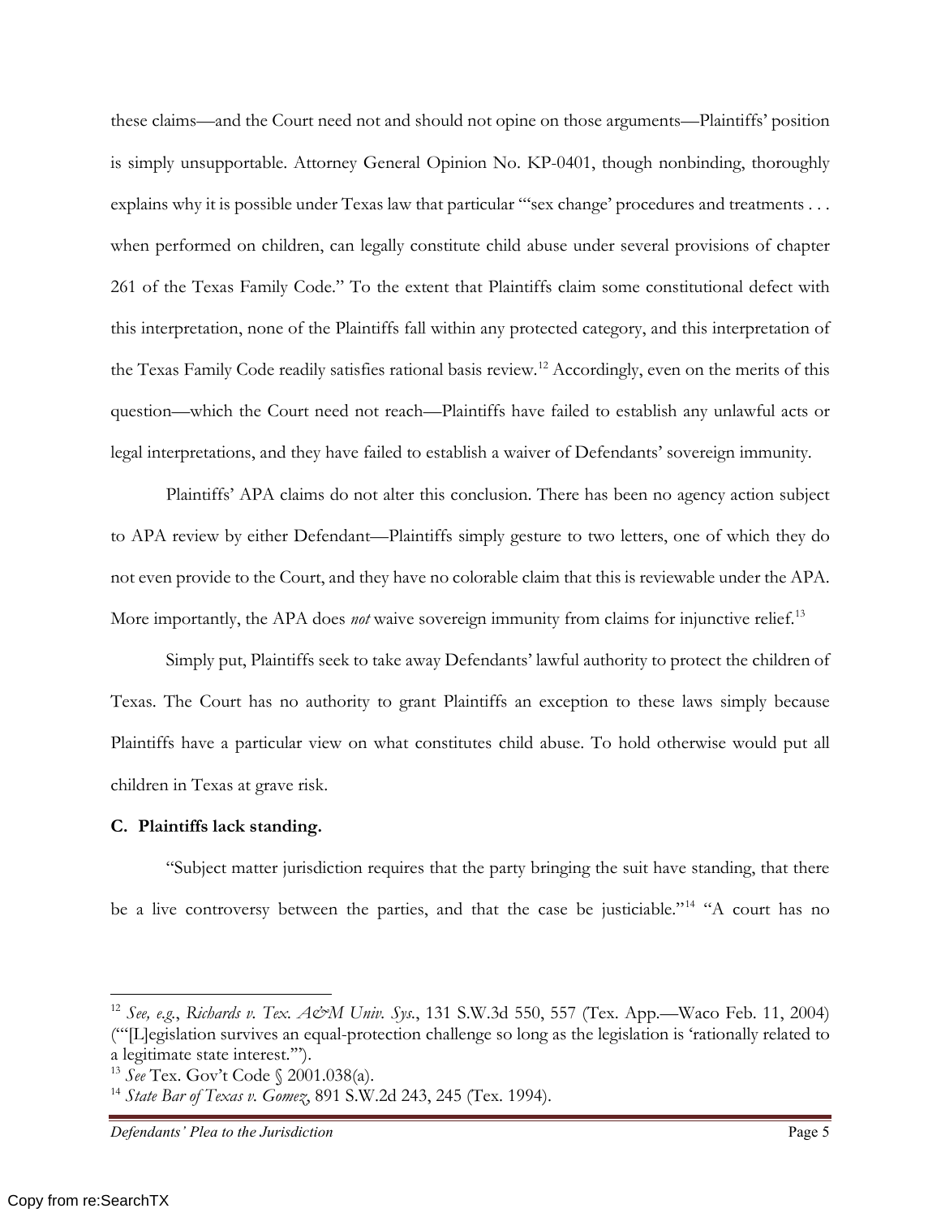these claims—and the Court need not and should not opine on those arguments—Plaintiffs' position is simply unsupportable. Attorney General Opinion No. KP-0401, though nonbinding, thoroughly explains why it is possible under Texas law that particular "'sex change' procedures and treatments . . . when performed on children, can legally constitute child abuse under several provisions of chapter 261 of the Texas Family Code." To the extent that Plaintiffs claim some constitutional defect with this interpretation, none of the Plaintiffs fall within any protected category, and this interpretation of the Texas Family Code readily satisfies rational basis review.[12] Accordingly, even on the merits of this question—which the Court need not reach—Plaintiffs have failed to establish any unlawful acts or legal interpretations, and they have failed to establish a waiver of Defendants' sovereign immunity.

Plaintiffs' APA claims do not alter this conclusion. There has been no agency action subject to APA review by either Defendant—Plaintiffs simply gesture to two letters, one of which they do not even provide to the Court, and they have no colorable claim that this is reviewable under the APA. More importantly, the APA does *not* waive sovereign immunity from claims for injunctive relief.[13]

Simply put, Plaintiffs seek to take away Defendants' lawful authority to protect the children of Texas. The Court has no authority to grant Plaintiffs an exception to these laws simply because Plaintiffs have a particular view on what constitutes child abuse. To hold otherwise would put all children in Texas at grave risk.

**C. Plaintiffs lack standing.**

"Subject matter jurisdiction requires that the party bringing the suit have standing, that there be a live controversy between the parties, and that the case be justiciable."[14] "A court has no

---

[12] *See, e.g.*, *Richards v. Tex. A&M Univ. Sys.*, 131 S.W.3d 550, 557 (Tex. App.—Waco Feb. 11, 2004) ("'[L]egislation survives an equal-protection challenge so long as the legislation is 'rationally related to a legitimate state interest.'").

[13] *See* Tex. Gov't Code § 2001.038(a).

[14] *State Bar of Texas v. Gomez*, 891 S.W.2d 243, 245 (Tex. 1994).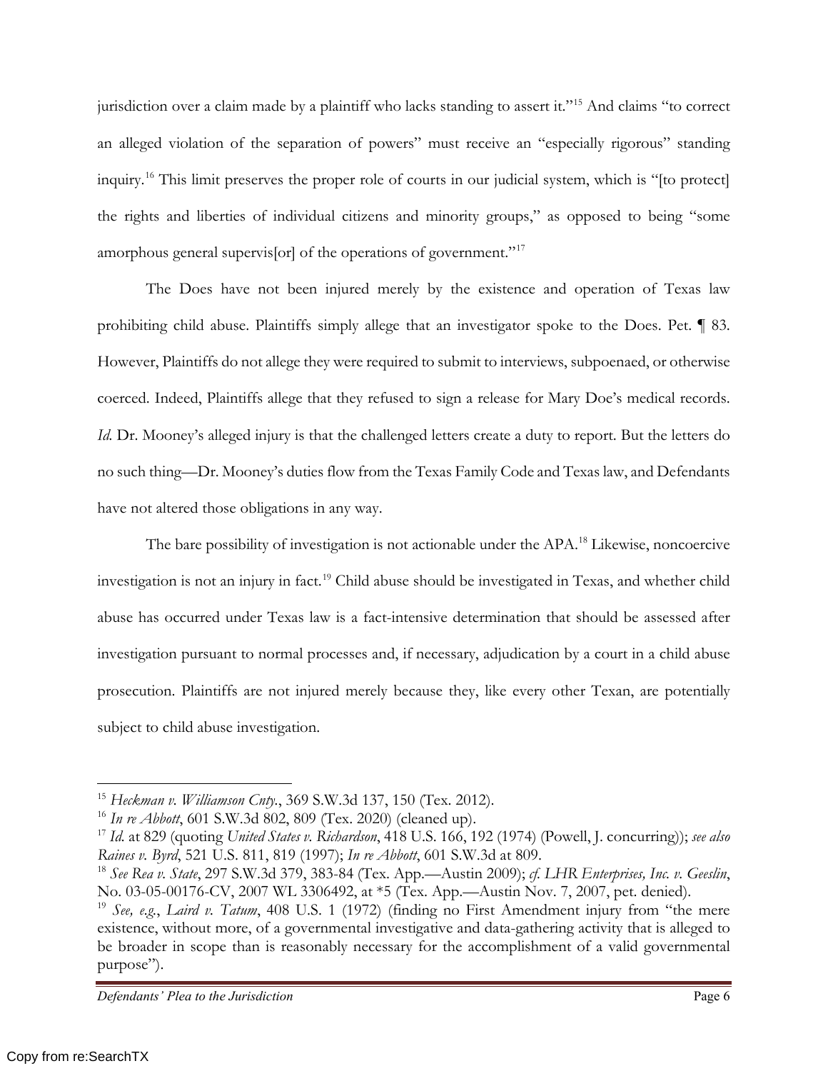jurisdiction over a claim made by a plaintiff who lacks standing to assert it."[15] And claims "to correct an alleged violation of the separation of powers" must receive an "especially rigorous" standing inquiry.[16] This limit preserves the proper role of courts in our judicial system, which is "[to protect] the rights and liberties of individual citizens and minority groups," as opposed to being "some amorphous general supervis[or] of the operations of government."[17]

The Does have not been injured merely by the existence and operation of Texas law prohibiting child abuse. Plaintiffs simply allege that an investigator spoke to the Does. Pet. ¶ 83. However, Plaintiffs do not allege they were required to submit to interviews, subpoenaed, or otherwise coerced. Indeed, Plaintiffs allege that they refused to sign a release for Mary Doe's medical records. *Id.* Dr. Mooney's alleged injury is that the challenged letters create a duty to report. But the letters do no such thing—Dr. Mooney's duties flow from the Texas Family Code and Texas law, and Defendants have not altered those obligations in any way.

The bare possibility of investigation is not actionable under the APA.[18] Likewise, noncoercive investigation is not an injury in fact.[19] Child abuse should be investigated in Texas, and whether child abuse has occurred under Texas law is a fact-intensive determination that should be assessed after investigation pursuant to normal processes and, if necessary, adjudication by a court in a child abuse prosecution. Plaintiffs are not injured merely because they, like every other Texan, are potentially subject to child abuse investigation.

---

[15] *Heckman v. Williamson Cnty.*, 369 S.W.3d 137, 150 (Tex. 2012).

[16] *In re Abbott*, 601 S.W.3d 802, 809 (Tex. 2020) (cleaned up).

[17] *Id.* at 829 (quoting *United States v. Richardson*, 418 U.S. 166, 192 (1974) (Powell, J. concurring)); *see also Raines v. Byrd*, 521 U.S. 811, 819 (1997); *In re Abbott*, 601 S.W.3d at 809.

[18] *See Rea v. State*, 297 S.W.3d 379, 383-84 (Tex. App.—Austin 2009); *cf. LHR Enterprises, Inc. v. Geeslin*, No. 03-05-00176-CV, 2007 WL 3306492, at *5 (Tex. App.—Austin Nov. 7, 2007, pet. denied).

[19] *See, e.g.*, *Laird v. Tatum*, 408 U.S. 1 (1972) (finding no First Amendment injury from "the mere existence, without more, of a governmental investigative and data-gathering activity that is alleged to be broader in scope than is reasonably necessary for the accomplishment of a valid governmental purpose").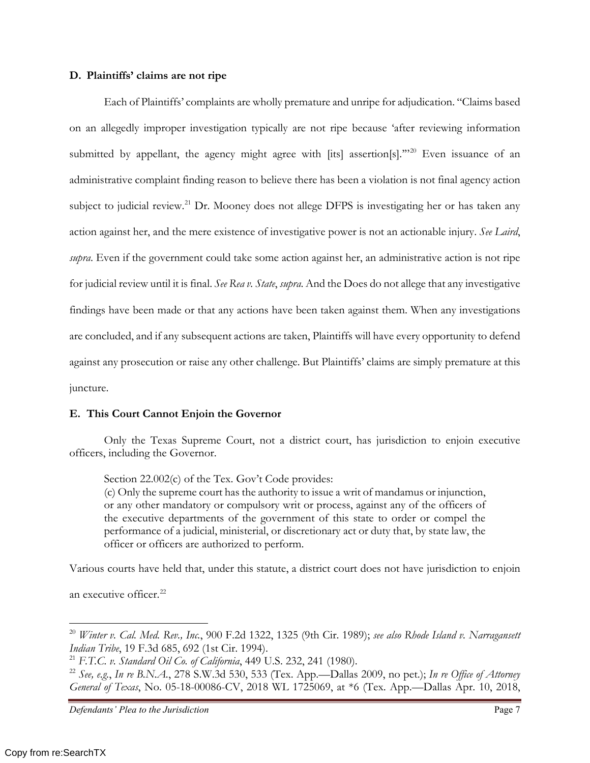### D. Plaintiffs' claims are not ripe

Each of Plaintiffs' complaints are wholly premature and unripe for adjudication. "Claims based on an allegedly improper investigation typically are not ripe because 'after reviewing information submitted by appellant, the agency might agree with [its] assertion[s].'"[20] Even issuance of an administrative complaint finding reason to believe there has been a violation is not final agency action subject to judicial review.[21] Dr. Mooney does not allege DFPS is investigating her or has taken any action against her, and the mere existence of investigative power is not an actionable injury. *See Laird*, *supra*. Even if the government could take some action against her, an administrative action is not ripe for judicial review until it is final. *See Rea v. State*, *supra*. And the Does do not allege that any investigative findings have been made or that any actions have been taken against them. When any investigations are concluded, and if any subsequent actions are taken, Plaintiffs will have every opportunity to defend against any prosecution or raise any other challenge. But Plaintiffs' claims are simply premature at this juncture.

### E. This Court Cannot Enjoin the Governor

Only the Texas Supreme Court, not a district court, has jurisdiction to enjoin executive officers, including the Governor.

> Section 22.002(c) of the Tex. Gov't Code provides:
> (c) Only the supreme court has the authority to issue a writ of mandamus or injunction, or any other mandatory or compulsory writ or process, against any of the officers of the executive departments of the government of this state to order or compel the performance of a judicial, ministerial, or discretionary act or duty that, by state law, the officer or officers are authorized to perform.

Various courts have held that, under this statute, a district court does not have jurisdiction to enjoin an executive officer.[22]

---

[20] *Winter v. Cal. Med. Rev., Inc.*, 900 F.2d 1322, 1325 (9th Cir. 1989); *see also Rhode Island v. Narragansett Indian Tribe*, 19 F.3d 685, 692 (1st Cir. 1994).

[21] *F.T.C. v. Standard Oil Co. of California*, 449 U.S. 232, 241 (1980).

[22] *See, e.g.*, *In re B.N.A.*, 278 S.W.3d 530, 533 (Tex. App.—Dallas 2009, no pet.); *In re Office of Attorney General of Texas*, No. 05-18-00086-CV, 2018 WL 1725069, at *6 (Tex. App.—Dallas Apr. 10, 2018,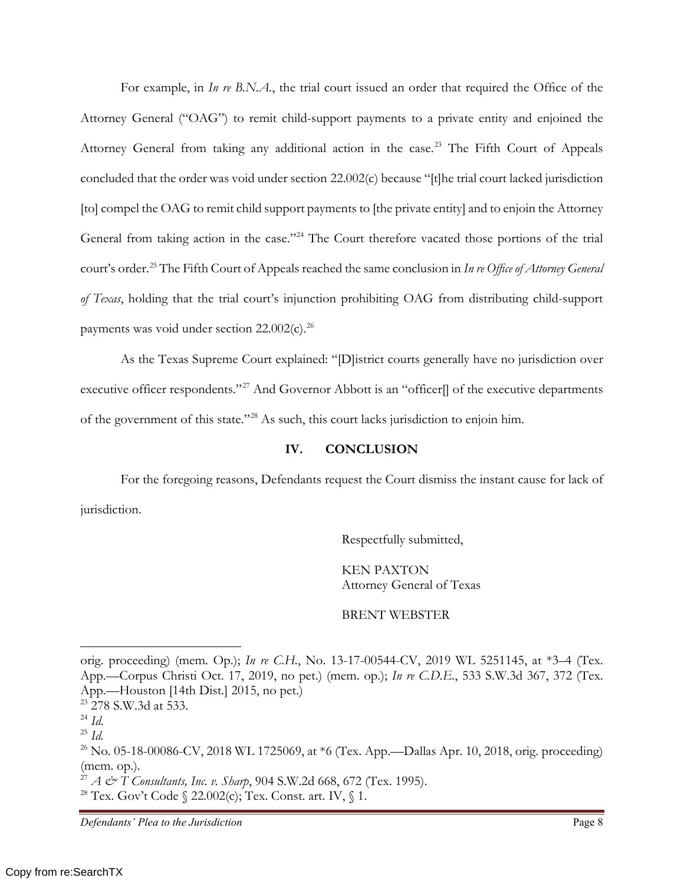For example, in *In re B.N.A.*, the trial court issued an order that required the Office of the Attorney General ("OAG") to remit child-support payments to a private entity and enjoined the Attorney General from taking any additional action in the case.[23] The Fifth Court of Appeals concluded that the order was void under section 22.002(c) because "[t]he trial court lacked jurisdiction [to] compel the OAG to remit child support payments to [the private entity] and to enjoin the Attorney General from taking action in the case."[24] The Court therefore vacated those portions of the trial court's order.[25] The Fifth Court of Appeals reached the same conclusion in *In re Office of Attorney General of Texas*, holding that the trial court's injunction prohibiting OAG from distributing child-support payments was void under section 22.002(c).[26]

As the Texas Supreme Court explained: "[D]istrict courts generally have no jurisdiction over executive officer respondents."[27] And Governor Abbott is an "officer[] of the executive departments of the government of this state."[28] As such, this court lacks jurisdiction to enjoin him.

## IV. CONCLUSION

For the foregoing reasons, Defendants request the Court dismiss the instant cause for lack of jurisdiction.

Respectfully submitted,

KEN PAXTON
Attorney General of Texas

BRENT WEBSTER

---

orig. proceeding) (mem. Op.); *In re C.H.*, No. 13-17-00544-CV, 2019 WL 5251145, at *3–4 (Tex. App.—Corpus Christi Oct. 17, 2019, no pet.) (mem. op.); *In re C.D.E.*, 533 S.W.3d 367, 372 (Tex. App.—Houston [14th Dist.] 2015, no pet.)

[23] 278 S.W.3d at 533.

[24] *Id.*

[25] *Id.*

[26] No. 05-18-00086-CV, 2018 WL 1725069, at *6 (Tex. App.—Dallas Apr. 10, 2018, orig. proceeding) (mem. op.).

[27] *A & T Consultants, Inc. v. Sharp*, 904 S.W.2d 668, 672 (Tex. 1995).

[28] Tex. Gov't Code § 22.002(c); Tex. Const. art. IV, § 1.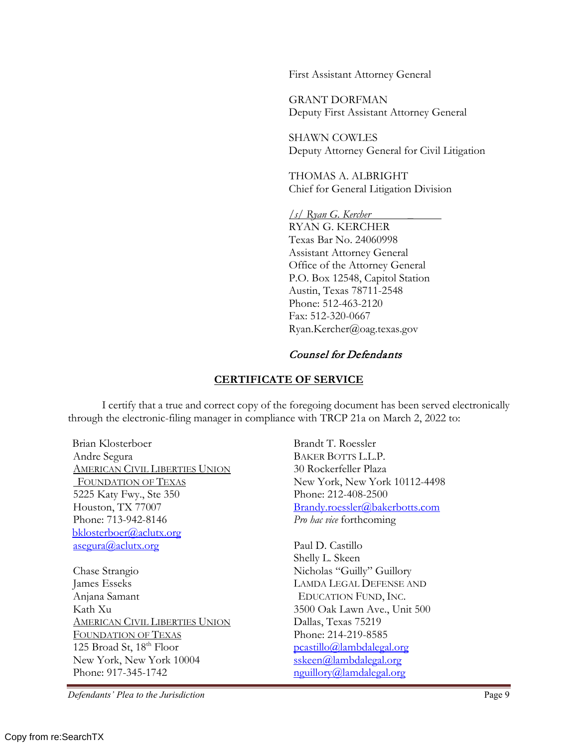First Assistant Attorney General

GRANT DORFMAN
Deputy First Assistant Attorney General

SHAWN COWLES
Deputy Attorney General for Civil Litigation

THOMAS A. ALBRIGHT
Chief for General Litigation Division

*/s/ Ryan G. Kercher*
RYAN G. KERCHER
Texas Bar No. 24060998
Assistant Attorney General
Office of the Attorney General
P.O. Box 12548, Capitol Station
Austin, Texas 78711-2548
Phone: 512-463-2120
Fax: 512-320-0667
Ryan.Kercher@oag.texas.gov

*Counsel for Defendants*

## CERTIFICATE OF SERVICE

I certify that a true and correct copy of the foregoing document has been served electronically through the electronic-filing manager in compliance with TRCP 21a on March 2, 2022 to:

Brian Klosterboer
Andre Segura
AMERICAN CIVIL LIBERTIES UNION FOUNDATION OF TEXAS
5225 Katy Fwy., Ste 350
Houston, TX 77007
Phone: 713-942-8146
bklosterboer@aclutx.org
asegura@aclutx.org

Chase Strangio
James Esseks
Anjana Samant
Kath Xu
AMERICAN CIVIL LIBERTIES UNION FOUNDATION OF TEXAS
125 Broad St, 18th Floor
New York, New York 10004
Phone: 917-345-1742

Brandt T. Roessler
BAKER BOTTS L.L.P.
30 Rockerfeller Plaza
New York, New York 10112-4498
Phone: 212-408-2500
Brandy.roessler@bakerbotts.com
*Pro hac vice* forthcoming

Paul D. Castillo
Shelly L. Skeen
Nicholas "Guilly" Guillory
LAMDA LEGAL DEFENSE AND EDUCATION FUND, INC.
3500 Oak Lawn Ave., Unit 500
Dallas, Texas 75219
Phone: 214-219-8585
pcastillo@lambdalegal.org
sskeen@lambdalegal.org
nguillory@lamdalegal.org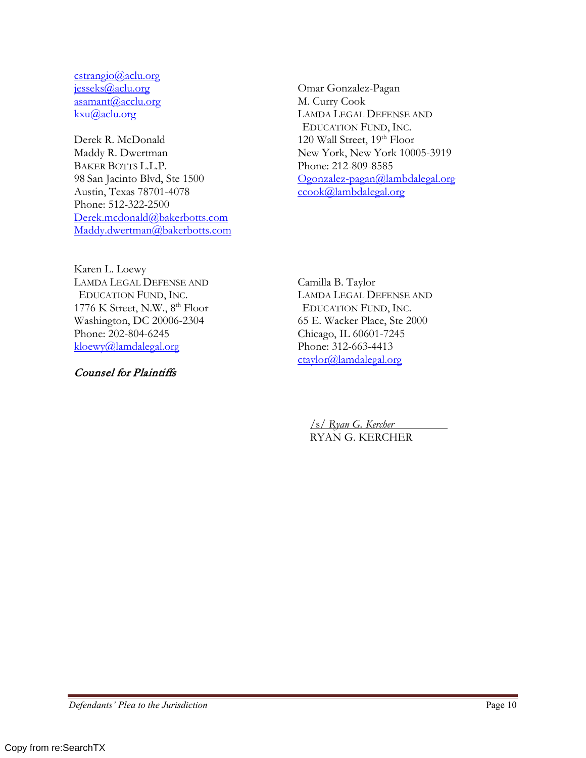cstrangio@aclu.org
jesseks@aclu.org
asamant@acclu.org
kxu@aclu.org

Derek R. McDonald
Maddy R. Dwertman
BAKER BOTTS L.L.P.
98 San Jacinto Blvd, Ste 1500
Austin, Texas 78701-4078
Phone: 512-322-2500
Derek.mcdonald@bakerbotts.com
Maddy.dwertman@bakerbotts.com

Omar Gonzalez-Pagan
M. Curry Cook
LAMDA LEGAL DEFENSE AND EDUCATION FUND, INC.
120 Wall Street, 19th Floor
New York, New York 10005-3919
Phone: 212-809-8585
Ogonzalez-pagan@lambdalegal.org
ccook@lambdalegal.org

Karen L. Loewy
LAMDA LEGAL DEFENSE AND EDUCATION FUND, INC.
1776 K Street, N.W., 8th Floor
Washington, DC 20006-2304
Phone: 202-804-6245
kloewy@lamdalegal.org

Camilla B. Taylor
LAMDA LEGAL DEFENSE AND EDUCATION FUND, INC.
65 E. Wacker Place, Ste 2000
Chicago, IL 60601-7245
Phone: 312-663-4413
ctaylor@lamdalegal.org

*Counsel for Plaintiffs*

/s/ *Ryan G. Kercher*
RYAN G. KERCHER

Copy from re:SearchTX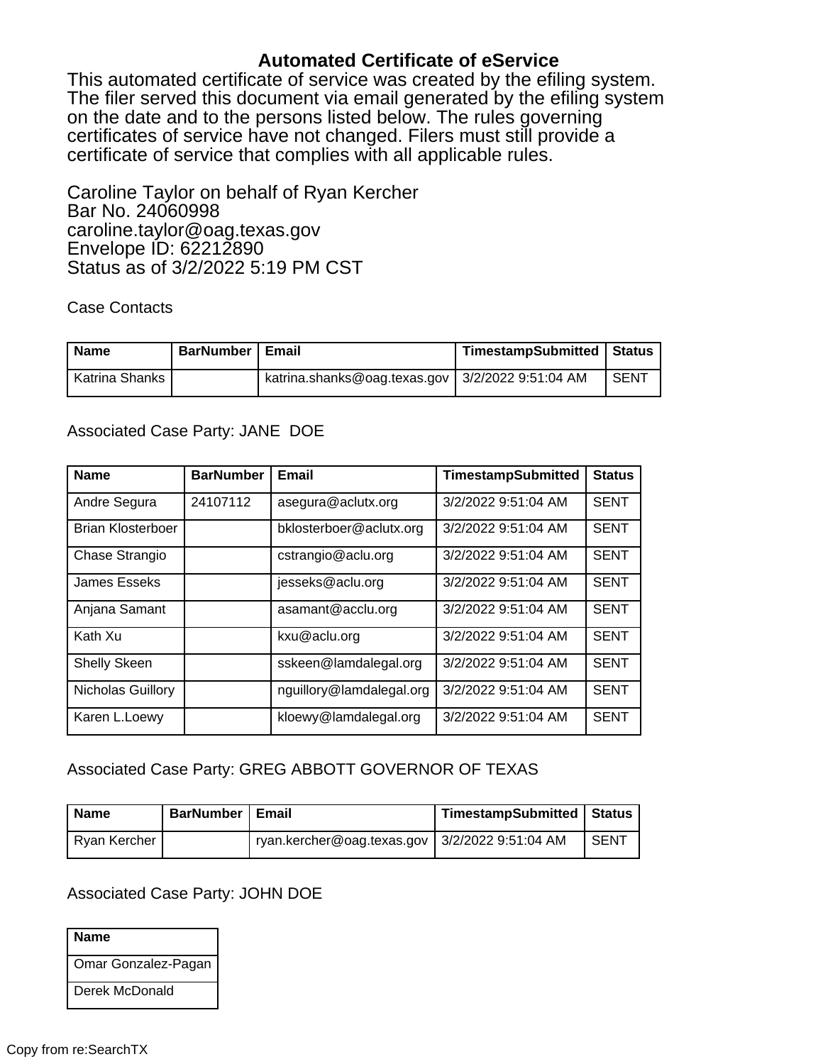# Automated Certificate of eService

This automated certificate of service was created by the efiling system. The filer served this document via email generated by the efiling system on the date and to the persons listed below. The rules governing certificates of service have not changed. Filers must still provide a certificate of service that complies with all applicable rules.

Caroline Taylor on behalf of Ryan Kercher
Bar No. 24060998
caroline.taylor@oag.texas.gov
Envelope ID: 62212890
Status as of 3/2/2022 5:19 PM CST

Case Contacts

| Name | BarNumber | Email | TimestampSubmitted | Status |
|---|---|---|---|---|
| Katrina Shanks | | katrina.shanks@oag.texas.gov | 3/2/2022 9:51:04 AM | SENT |

Associated Case Party: JANE DOE

| Name | BarNumber | Email | TimestampSubmitted | Status |
|---|---|---|---|---|
| Andre Segura | 24107112 | asegura@aclutx.org | 3/2/2022 9:51:04 AM | SENT |
| Brian Klosterboer | | bklosterboer@aclutx.org | 3/2/2022 9:51:04 AM | SENT |
| Chase Strangio | | cstrangio@aclu.org | 3/2/2022 9:51:04 AM | SENT |
| James Esseks | | jesseks@aclu.org | 3/2/2022 9:51:04 AM | SENT |
| Anjana Samant | | asamant@acclu.org | 3/2/2022 9:51:04 AM | SENT |
| Kath Xu | | kxu@aclu.org | 3/2/2022 9:51:04 AM | SENT |
| Shelly Skeen | | sskeen@lamdalegal.org | 3/2/2022 9:51:04 AM | SENT |
| Nicholas Guillory | | nguillory@lamdalegal.org | 3/2/2022 9:51:04 AM | SENT |
| Karen L.Loewy | | kloewy@lamdalegal.org | 3/2/2022 9:51:04 AM | SENT |

Associated Case Party: GREG ABBOTT GOVERNOR OF TEXAS

| Name | BarNumber | Email | TimestampSubmitted | Status |
|---|---|---|---|---|
| Ryan Kercher | | ryan.kercher@oag.texas.gov | 3/2/2022 9:51:04 AM | SENT |

Associated Case Party: JOHN DOE

| Name |
|---|
| Omar Gonzalez-Pagan |
| Derek McDonald |

Copy from re:SearchTX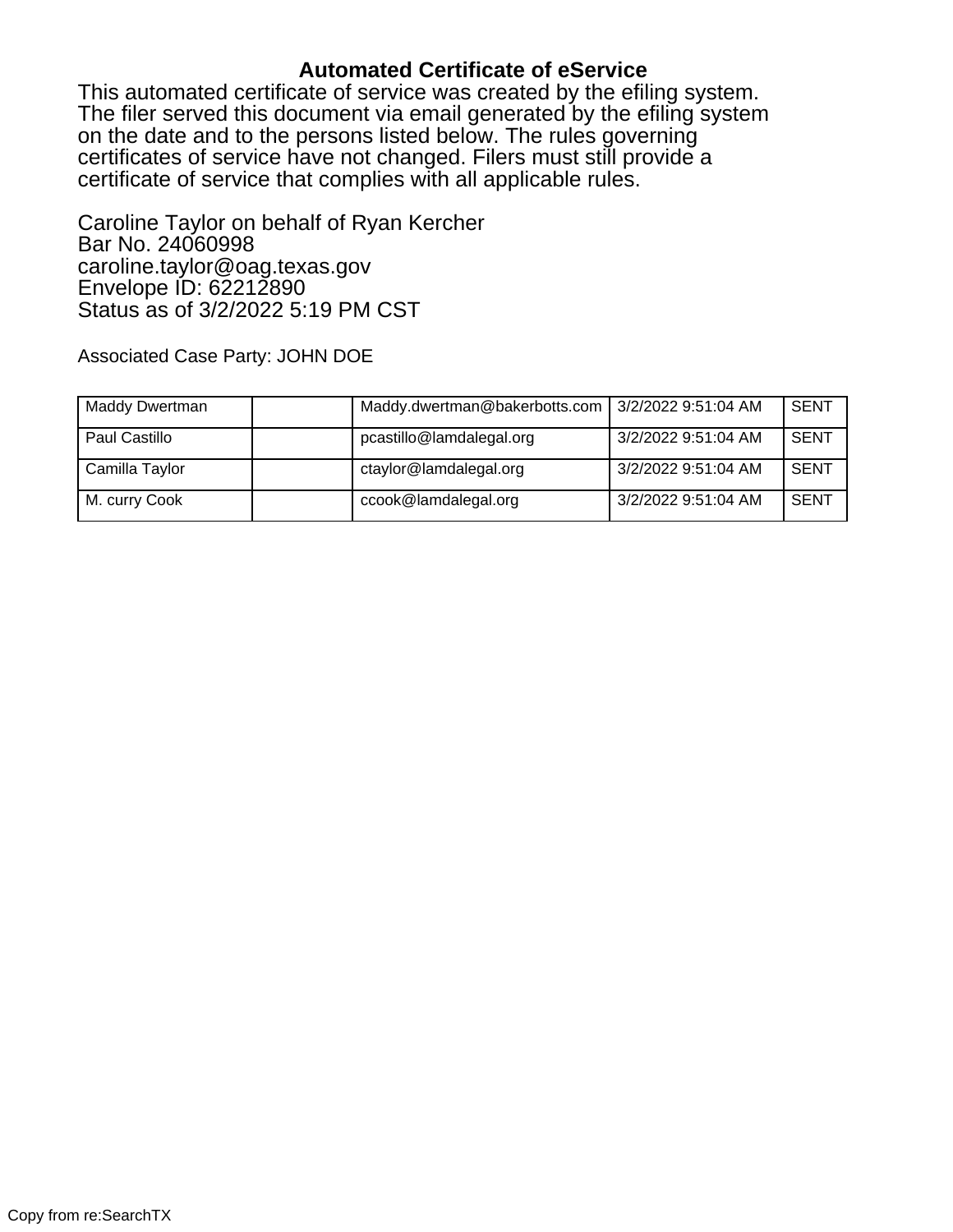**Automated Certificate of eService**

This automated certificate of service was created by the efiling system. The filer served this document via email generated by the efiling system on the date and to the persons listed below. The rules governing certificates of service have not changed. Filers must still provide a certificate of service that complies with all applicable rules.

Caroline Taylor on behalf of Ryan Kercher
Bar No. 24060998
caroline.taylor@oag.texas.gov
Envelope ID: 62212890
Status as of 3/2/2022 5:19 PM CST

Associated Case Party: JOHN DOE

| | | | | |
|---|---|---|---|---|
| Maddy Dwertman | | Maddy.dwertman@bakerbotts.com | 3/2/2022 9:51:04 AM | SENT |
| Paul Castillo | | pcastillo@lamdalegal.org | 3/2/2022 9:51:04 AM | SENT |
| Camilla Taylor | | ctaylor@lamdalegal.org | 3/2/2022 9:51:04 AM | SENT |
| M. curry Cook | | ccook@lamdalegal.org | 3/2/2022 9:51:04 AM | SENT |

Copy from re:SearchTX